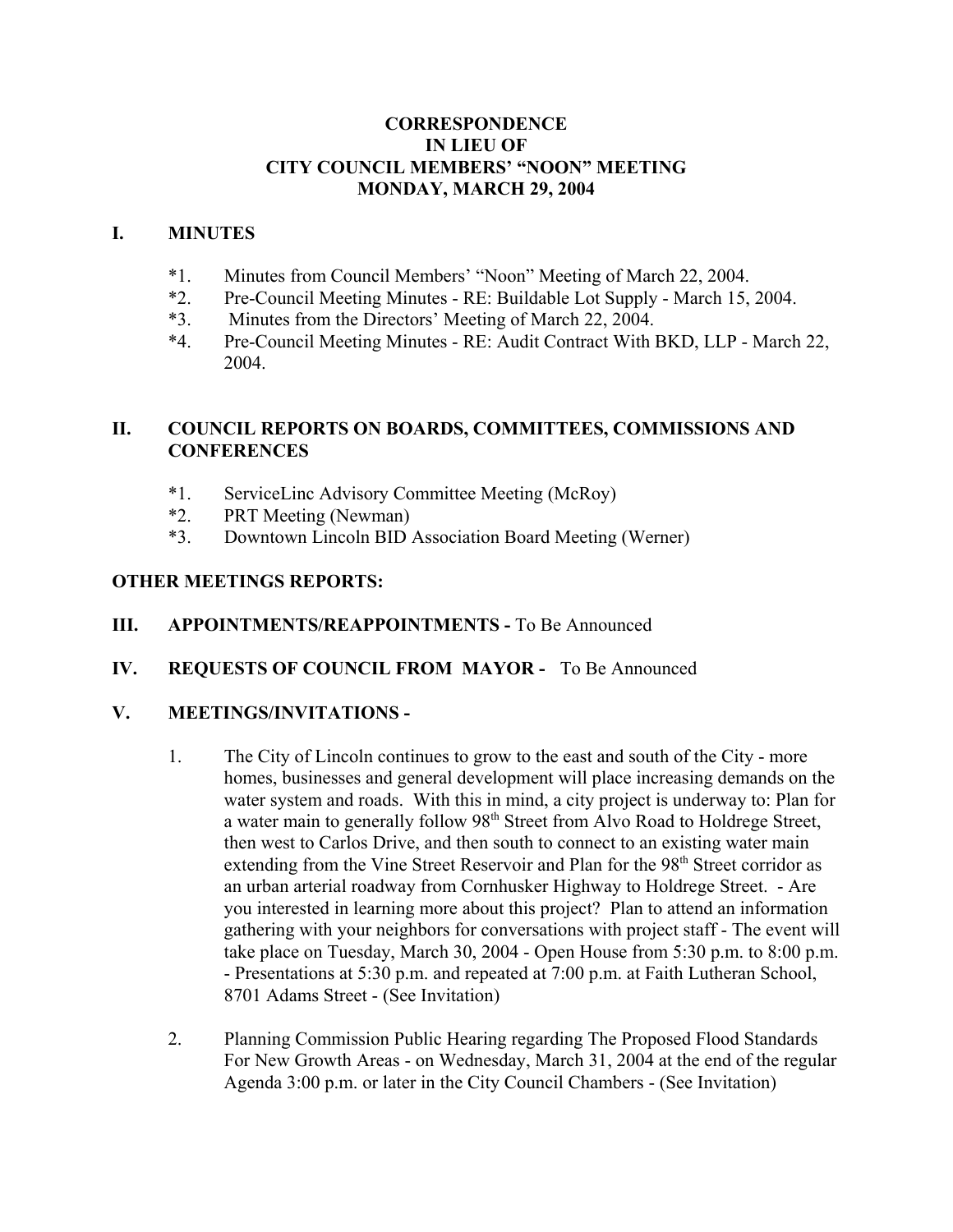# CORRESPONDENCE
# IN LIEU OF
# CITY COUNCIL MEMBERS' "NOON" MEETING
# MONDAY, MARCH 29, 2004

## I. MINUTES

*1. Minutes from Council Members' "Noon" Meeting of March 22, 2004.

*2. Pre-Council Meeting Minutes - RE: Buildable Lot Supply - March 15, 2004.

*3. Minutes from the Directors' Meeting of March 22, 2004.

*4. Pre-Council Meeting Minutes - RE: Audit Contract With BKD, LLP - March 22, 2004.

## II. COUNCIL REPORTS ON BOARDS, COMMITTEES, COMMISSIONS AND CONFERENCES

*1. ServiceLinc Advisory Committee Meeting (McRoy)

*2. PRT Meeting (Newman)

*3. Downtown Lincoln BID Association Board Meeting (Werner)

## OTHER MEETINGS REPORTS:

## III. APPOINTMENTS/REAPPOINTMENTS - To Be Announced

## IV. REQUESTS OF COUNCIL FROM MAYOR - To Be Announced

## V. MEETINGS/INVITATIONS -

1. The City of Lincoln continues to grow to the east and south of the City - more homes, businesses and general development will place increasing demands on the water system and roads. With this in mind, a city project is underway to: Plan for a water main to generally follow 98th Street from Alvo Road to Holdrege Street, then west to Carlos Drive, and then south to connect to an existing water main extending from the Vine Street Reservoir and Plan for the 98th Street corridor as an urban arterial roadway from Cornhusker Highway to Holdrege Street. - Are you interested in learning more about this project? Plan to attend an information gathering with your neighbors for conversations with project staff - The event will take place on Tuesday, March 30, 2004 - Open House from 5:30 p.m. to 8:00 p.m. - Presentations at 5:30 p.m. and repeated at 7:00 p.m. at Faith Lutheran School, 8701 Adams Street - (See Invitation)

2. Planning Commission Public Hearing regarding The Proposed Flood Standards For New Growth Areas - on Wednesday, March 31, 2004 at the end of the regular Agenda 3:00 p.m. or later in the City Council Chambers - (See Invitation)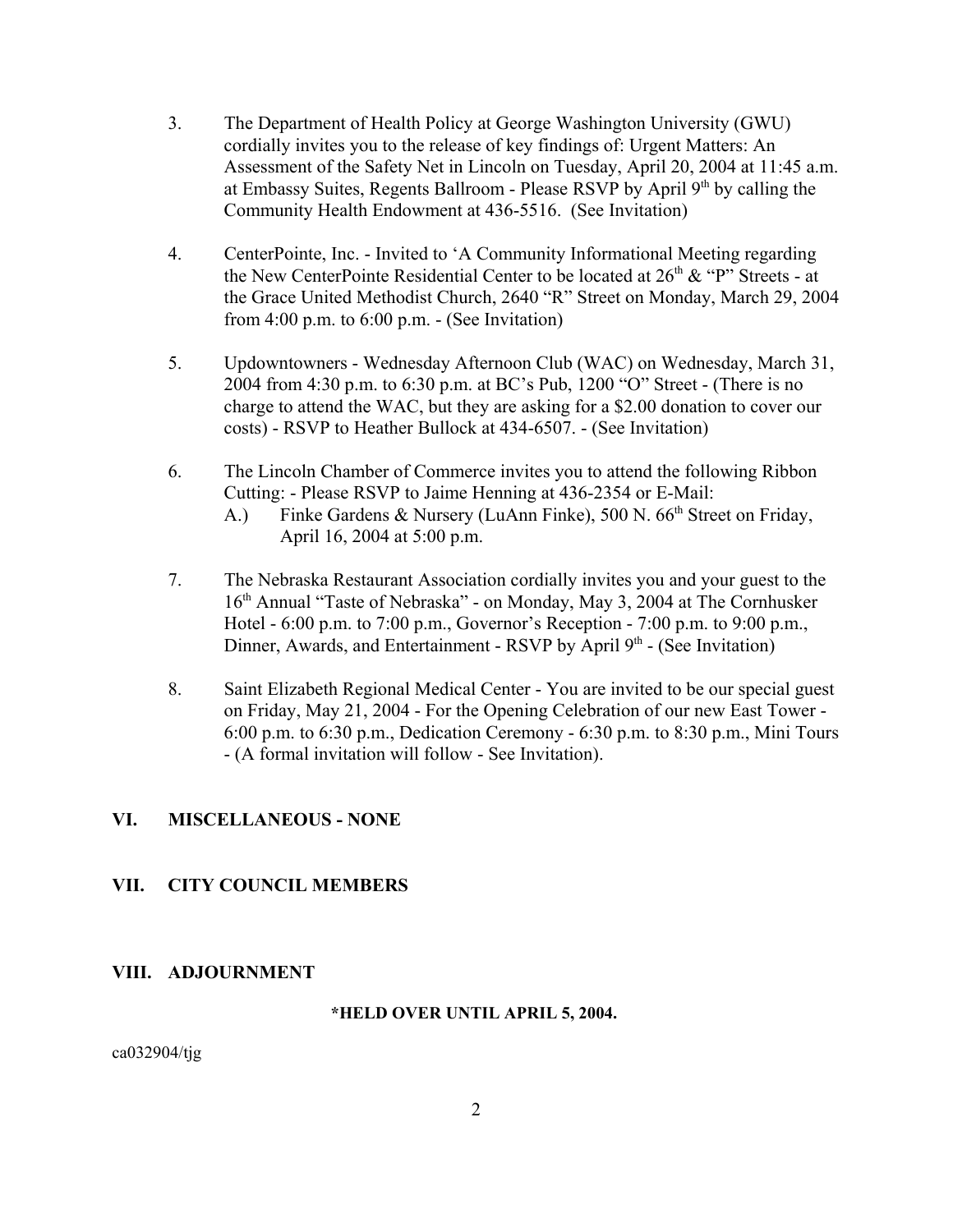3. The Department of Health Policy at George Washington University (GWU) cordially invites you to the release of key findings of: Urgent Matters: An Assessment of the Safety Net in Lincoln on Tuesday, April 20, 2004 at 11:45 a.m. at Embassy Suites, Regents Ballroom - Please RSVP by April 9th by calling the Community Health Endowment at 436-5516. (See Invitation)

4. CenterPointe, Inc. - Invited to 'A Community Informational Meeting regarding the New CenterPointe Residential Center to be located at 26th & "P" Streets - at the Grace United Methodist Church, 2640 "R" Street on Monday, March 29, 2004 from 4:00 p.m. to 6:00 p.m. - (See Invitation)

5. Updowntowners - Wednesday Afternoon Club (WAC) on Wednesday, March 31, 2004 from 4:30 p.m. to 6:30 p.m. at BC's Pub, 1200 "O" Street - (There is no charge to attend the WAC, but they are asking for a $2.00 donation to cover our costs) - RSVP to Heather Bullock at 434-6507. - (See Invitation)

6. The Lincoln Chamber of Commerce invites you to attend the following Ribbon Cutting: - Please RSVP to Jaime Henning at 436-2354 or E-Mail:
   A.) Finke Gardens & Nursery (LuAnn Finke), 500 N. 66th Street on Friday, April 16, 2004 at 5:00 p.m.

7. The Nebraska Restaurant Association cordially invites you and your guest to the 16th Annual "Taste of Nebraska" - on Monday, May 3, 2004 at The Cornhusker Hotel - 6:00 p.m. to 7:00 p.m., Governor's Reception - 7:00 p.m. to 9:00 p.m., Dinner, Awards, and Entertainment - RSVP by April 9th - (See Invitation)

8. Saint Elizabeth Regional Medical Center - You are invited to be our special guest on Friday, May 21, 2004 - For the Opening Celebration of our new East Tower - 6:00 p.m. to 6:30 p.m., Dedication Ceremony - 6:30 p.m. to 8:30 p.m., Mini Tours - (A formal invitation will follow - See Invitation).

## VI. MISCELLANEOUS - NONE

## VII. CITY COUNCIL MEMBERS

## VIII. ADJOURNMENT

**\*HELD OVER UNTIL APRIL 5, 2004.**

ca032904/tjg